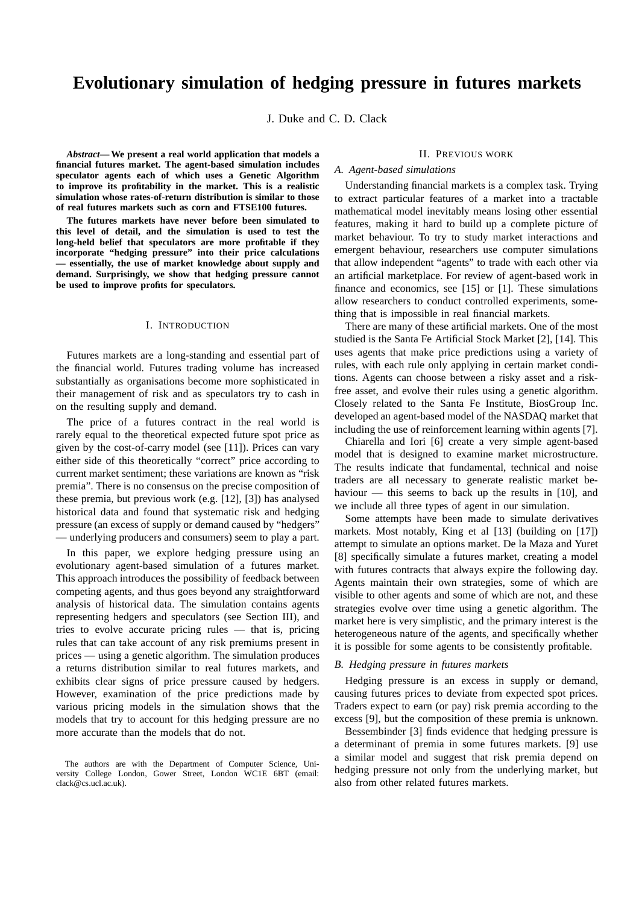# Evolutionary simulation of hedging pressure in futures markets

J. Duke and C. D. Clack

***Abstract*— We present a real world application that models a financial futures market. The agent-based simulation includes speculator agents each of which uses a Genetic Algorithm to improve its profitability in the market. This is a realistic simulation whose rates-of-return distribution is similar to those of real futures markets such as corn and FTSE100 futures.**

**The futures markets have never before been simulated to this level of detail, and the simulation is used to test the long-held belief that speculators are more profitable if they incorporate "hedging pressure" into their price calculations — essentially, the use of market knowledge about supply and demand. Surprisingly, we show that hedging pressure cannot be used to improve profits for speculators.**

## I. Introduction

Futures markets are a long-standing and essential part of the financial world. Futures trading volume has increased substantially as organisations become more sophisticated in their management of risk and as speculators try to cash in on the resulting supply and demand.

The price of a futures contract in the real world is rarely equal to the theoretical expected future spot price as given by the cost-of-carry model (see [11]). Prices can vary either side of this theoretically "correct" price according to current market sentiment; these variations are known as "risk premia". There is no consensus on the precise composition of these premia, but previous work (e.g. [12], [3]) has analysed historical data and found that systematic risk and hedging pressure (an excess of supply or demand caused by "hedgers" — underlying producers and consumers) seem to play a part.

In this paper, we explore hedging pressure using an evolutionary agent-based simulation of a futures market. This approach introduces the possibility of feedback between competing agents, and thus goes beyond any straightforward analysis of historical data. The simulation contains agents representing hedgers and speculators (see Section III), and tries to evolve accurate pricing rules — that is, pricing rules that can take account of any risk premiums present in prices — using a genetic algorithm. The simulation produces a returns distribution similar to real futures markets, and exhibits clear signs of price pressure caused by hedgers. However, examination of the price predictions made by various pricing models in the simulation shows that the models that try to account for this hedging pressure are no more accurate than the models that do not.

The authors are with the Department of Computer Science, University College London, Gower Street, London WC1E 6BT (email: clack@cs.ucl.ac.uk).

## II. Previous work

### A. Agent-based simulations

Understanding financial markets is a complex task. Trying to extract particular features of a market into a tractable mathematical model inevitably means losing other essential features, making it hard to build up a complete picture of market behaviour. To try to study market interactions and emergent behaviour, researchers use computer simulations that allow independent "agents" to trade with each other via an artificial marketplace. For review of agent-based work in finance and economics, see [15] or [1]. These simulations allow researchers to conduct controlled experiments, something that is impossible in real financial markets.

There are many of these artificial markets. One of the most studied is the Santa Fe Artificial Stock Market [2], [14]. This uses agents that make price predictions using a variety of rules, with each rule only applying in certain market conditions. Agents can choose between a risky asset and a risk-free asset, and evolve their rules using a genetic algorithm. Closely related to the Santa Fe Institute, BiosGroup Inc. developed an agent-based model of the NASDAQ market that including the use of reinforcement learning within agents [7].

Chiarella and Iori [6] create a very simple agent-based model that is designed to examine market microstructure. The results indicate that fundamental, technical and noise traders are all necessary to generate realistic market behaviour — this seems to back up the results in [10], and we include all three types of agent in our simulation.

Some attempts have been made to simulate derivatives markets. Most notably, King et al [13] (building on [17]) attempt to simulate an options market. De la Maza and Yuret [8] specifically simulate a futures market, creating a model with futures contracts that always expire the following day. Agents maintain their own strategies, some of which are visible to other agents and some of which are not, and these strategies evolve over time using a genetic algorithm. The market here is very simplistic, and the primary interest is the heterogeneous nature of the agents, and specifically whether it is possible for some agents to be consistently profitable.

### B. Hedging pressure in futures markets

Hedging pressure is an excess in supply or demand, causing futures prices to deviate from expected spot prices. Traders expect to earn (or pay) risk premia according to the excess [9], but the composition of these premia is unknown.

Bessembinder [3] finds evidence that hedging pressure is a determinant of premia in some futures markets. [9] use a similar model and suggest that risk premia depend on hedging pressure not only from the underlying market, but also from other related futures markets.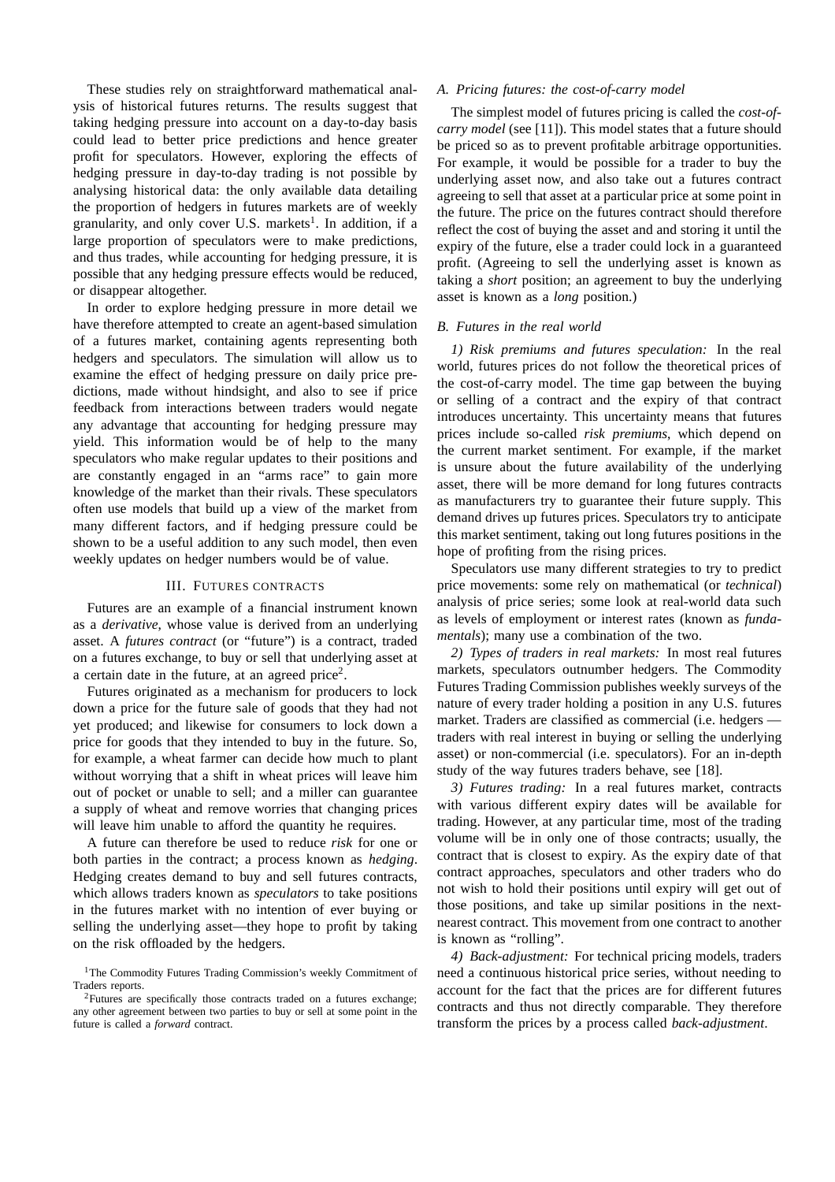These studies rely on straightforward mathematical analysis of historical futures returns. The results suggest that taking hedging pressure into account on a day-to-day basis could lead to better price predictions and hence greater profit for speculators. However, exploring the effects of hedging pressure in day-to-day trading is not possible by analysing historical data: the only available data detailing the proportion of hedgers in futures markets are of weekly granularity, and only cover U.S. markets[1]. In addition, if a large proportion of speculators were to make predictions, and thus trades, while accounting for hedging pressure, it is possible that any hedging pressure effects would be reduced, or disappear altogether.

In order to explore hedging pressure in more detail we have therefore attempted to create an agent-based simulation of a futures market, containing agents representing both hedgers and speculators. The simulation will allow us to examine the effect of hedging pressure on daily price predictions, made without hindsight, and also to see if price feedback from interactions between traders would negate any advantage that accounting for hedging pressure may yield. This information would be of help to the many speculators who make regular updates to their positions and are constantly engaged in an "arms race" to gain more knowledge of the market than their rivals. These speculators often use models that build up a view of the market from many different factors, and if hedging pressure could be shown to be a useful addition to any such model, then even weekly updates on hedger numbers would be of value.

## III. Futures contracts

Futures are an example of a financial instrument known as a *derivative*, whose value is derived from an underlying asset. A *futures contract* (or "future") is a contract, traded on a futures exchange, to buy or sell that underlying asset at a certain date in the future, at an agreed price[2].

Futures originated as a mechanism for producers to lock down a price for the future sale of goods that they had not yet produced; and likewise for consumers to lock down a price for goods that they intended to buy in the future. So, for example, a wheat farmer can decide how much to plant without worrying that a shift in wheat prices will leave him out of pocket or unable to sell; and a miller can guarantee a supply of wheat and remove worries that changing prices will leave him unable to afford the quantity he requires.

A future can therefore be used to reduce *risk* for one or both parties in the contract; a process known as *hedging*. Hedging creates demand to buy and sell futures contracts, which allows traders known as *speculators* to take positions in the futures market with no intention of ever buying or selling the underlying asset—they hope to profit by taking on the risk offloaded by the hedgers.

[1] The Commodity Futures Trading Commission's weekly Commitment of Traders reports.

[2] Futures are specifically those contracts traded on a futures exchange; any other agreement between two parties to buy or sell at some point in the future is called a *forward* contract.

### A. Pricing futures: the cost-of-carry model

The simplest model of futures pricing is called the *cost-of-carry model* (see [11]). This model states that a future should be priced so as to prevent profitable arbitrage opportunities. For example, it would be possible for a trader to buy the underlying asset now, and also take out a futures contract agreeing to sell that asset at a particular price at some point in the future. The price on the futures contract should therefore reflect the cost of buying the asset and and storing it until the expiry of the future, else a trader could lock in a guaranteed profit. (Agreeing to sell the underlying asset is known as taking a *short* position; an agreement to buy the underlying asset is known as a *long* position.)

### B. Futures in the real world

*1) Risk premiums and futures speculation:* In the real world, futures prices do not follow the theoretical prices of the cost-of-carry model. The time gap between the buying or selling of a contract and the expiry of that contract introduces uncertainty. This uncertainty means that futures prices include so-called *risk premiums*, which depend on the current market sentiment. For example, if the market is unsure about the future availability of the underlying asset, there will be more demand for long futures contracts as manufacturers try to guarantee their future supply. This demand drives up futures prices. Speculators try to anticipate this market sentiment, taking out long futures positions in the hope of profiting from the rising prices.

Speculators use many different strategies to try to predict price movements: some rely on mathematical (or *technical*) analysis of price series; some look at real-world data such as levels of employment or interest rates (known as *fundamentals*); many use a combination of the two.

*2) Types of traders in real markets:* In most real futures markets, speculators outnumber hedgers. The Commodity Futures Trading Commission publishes weekly surveys of the nature of every trader holding a position in any U.S. futures market. Traders are classified as commercial (i.e. hedgers — traders with real interest in buying or selling the underlying asset) or non-commercial (i.e. speculators). For an in-depth study of the way futures traders behave, see [18].

*3) Futures trading:* In a real futures market, contracts with various different expiry dates will be available for trading. However, at any particular time, most of the trading volume will be in only one of those contracts; usually, the contract that is closest to expiry. As the expiry date of that contract approaches, speculators and other traders who do not wish to hold their positions until expiry will get out of those positions, and take up similar positions in the next-nearest contract. This movement from one contract to another is known as "rolling".

*4) Back-adjustment:* For technical pricing models, traders need a continuous historical price series, without needing to account for the fact that the prices are for different futures contracts and thus not directly comparable. They therefore transform the prices by a process called *back-adjustment*.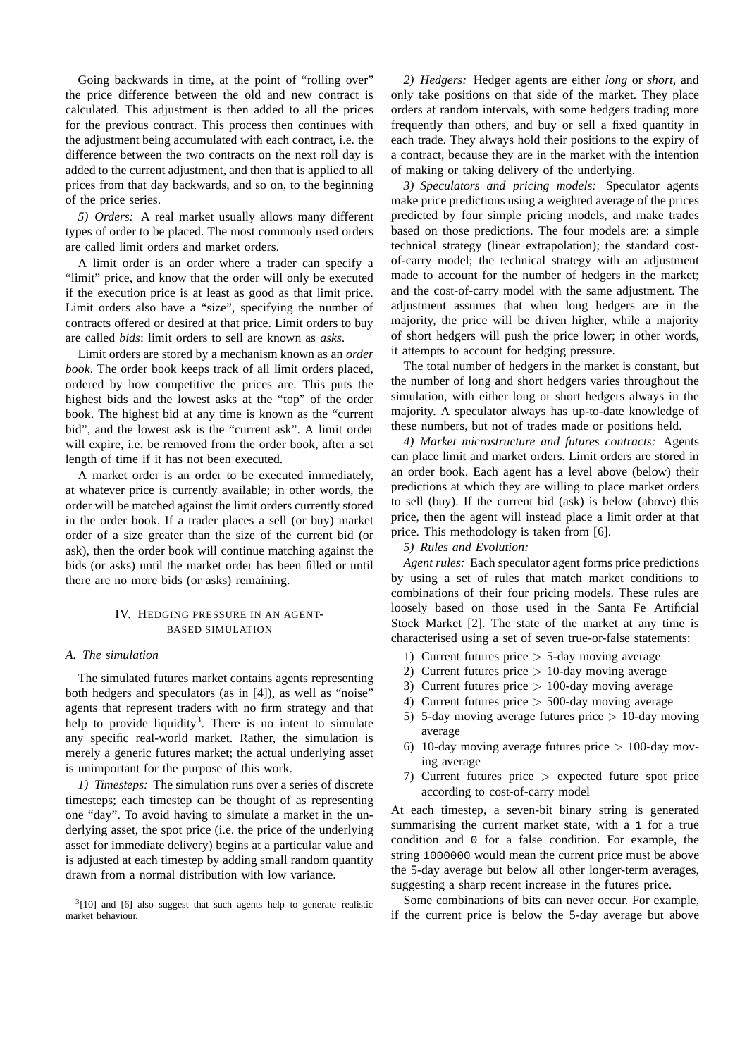Going backwards in time, at the point of "rolling over" the price difference between the old and new contract is calculated. This adjustment is then added to all the prices for the previous contract. This process then continues with the adjustment being accumulated with each contract, i.e. the difference between the two contracts on the next roll day is added to the current adjustment, and then that is applied to all prices from that day backwards, and so on, to the beginning of the price series.

*5) Orders:* A real market usually allows many different types of order to be placed. The most commonly used orders are called limit orders and market orders.

A limit order is an order where a trader can specify a "limit" price, and know that the order will only be executed if the execution price is at least as good as that limit price. Limit orders also have a "size", specifying the number of contracts offered or desired at that price. Limit orders to buy are called *bids*: limit orders to sell are known as *asks*.

Limit orders are stored by a mechanism known as an *order book*. The order book keeps track of all limit orders placed, ordered by how competitive the prices are. This puts the highest bids and the lowest asks at the "top" of the order book. The highest bid at any time is known as the "current bid", and the lowest ask is the "current ask". A limit order will expire, i.e. be removed from the order book, after a set length of time if it has not been executed.

A market order is an order to be executed immediately, at whatever price is currently available; in other words, the order will be matched against the limit orders currently stored in the order book. If a trader places a sell (or buy) market order of a size greater than the size of the current bid (or ask), then the order book will continue matching against the bids (or asks) until the market order has been filled or until there are no more bids (or asks) remaining.

## IV. Hedging pressure in an agent-based simulation

### A. The simulation

The simulated futures market contains agents representing both hedgers and speculators (as in [4]), as well as "noise" agents that represent traders with no firm strategy and that help to provide liquidity[3]. There is no intent to simulate any specific real-world market. Rather, the simulation is merely a generic futures market; the actual underlying asset is unimportant for the purpose of this work.

*1) Timesteps:* The simulation runs over a series of discrete timesteps; each timestep can be thought of as representing one "day". To avoid having to simulate a market in the underlying asset, the spot price (i.e. the price of the underlying asset for immediate delivery) begins at a particular value and is adjusted at each timestep by adding small random quantity drawn from a normal distribution with low variance.

[3][10] and [6] also suggest that such agents help to generate realistic market behaviour.

*2) Hedgers:* Hedger agents are either *long* or *short*, and only take positions on that side of the market. They place orders at random intervals, with some hedgers trading more frequently than others, and buy or sell a fixed quantity in each trade. They always hold their positions to the expiry of a contract, because they are in the market with the intention of making or taking delivery of the underlying.

*3) Speculators and pricing models:* Speculator agents make price predictions using a weighted average of the prices predicted by four simple pricing models, and make trades based on those predictions. The four models are: a simple technical strategy (linear extrapolation); the standard cost-of-carry model; the technical strategy with an adjustment made to account for the number of hedgers in the market; and the cost-of-carry model with the same adjustment. The adjustment assumes that when long hedgers are in the majority, the price will be driven higher, while a majority of short hedgers will push the price lower; in other words, it attempts to account for hedging pressure.

The total number of hedgers in the market is constant, but the number of long and short hedgers varies throughout the simulation, with either long or short hedgers always in the majority. A speculator always has up-to-date knowledge of these numbers, but not of trades made or positions held.

*4) Market microstructure and futures contracts:* Agents can place limit and market orders. Limit orders are stored in an order book. Each agent has a level above (below) their predictions at which they are willing to place market orders to sell (buy). If the current bid (ask) is below (above) this price, then the agent will instead place a limit order at that price. This methodology is taken from [6].

*5) Rules and Evolution:*

*Agent rules:* Each speculator agent forms price predictions by using a set of rules that match market conditions to combinations of their four pricing models. These rules are loosely based on those used in the Santa Fe Artificial Stock Market [2]. The state of the market at any time is characterised using a set of seven true-or-false statements:

1) Current futures price > 5-day moving average
2) Current futures price > 10-day moving average
3) Current futures price > 100-day moving average
4) Current futures price > 500-day moving average
5) 5-day moving average futures price > 10-day moving average
6) 10-day moving average futures price > 100-day moving average
7) Current futures price > expected future spot price according to cost-of-carry model

At each timestep, a seven-bit binary string is generated summarising the current market state, with a `1` for a true condition and `0` for a false condition. For example, the string `1000000` would mean the current price must be above the 5-day average but below all other longer-term averages, suggesting a sharp recent increase in the futures price.

Some combinations of bits can never occur. For example, if the current price is below the 5-day average but above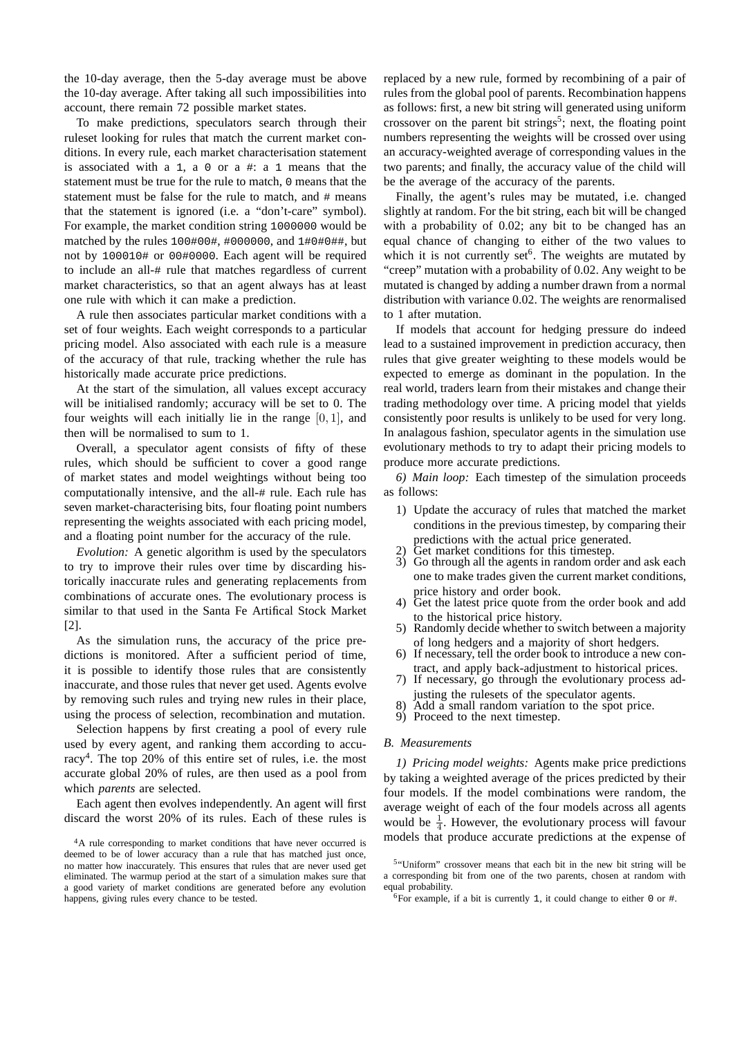the 10-day average, then the 5-day average must be above the 10-day average. After taking all such impossibilities into account, there remain 72 possible market states.

To make predictions, speculators search through their ruleset looking for rules that match the current market conditions. In every rule, each market characterisation statement is associated with a `1`, a `0` or a `#`: a `1` means that the statement must be true for the rule to match, `0` means that the statement must be false for the rule to match, and `#` means that the statement is ignored (i.e. a "don't-care" symbol). For example, the market condition string `1000000` would be matched by the rules `100#00#`, `#000000`, and `1#0#0##`, but not by `100010#` or `00#0000`. Each agent will be required to include an all-`#` rule that matches regardless of current market characteristics, so that an agent always has at least one rule with which it can make a prediction.

A rule then associates particular market conditions with a set of four weights. Each weight corresponds to a particular pricing model. Also associated with each rule is a measure of the accuracy of that rule, tracking whether the rule has historically made accurate price predictions.

At the start of the simulation, all values except accuracy will be initialised randomly; accuracy will be set to 0. The four weights will each initially lie in the range $[0, 1]$, and then will be normalised to sum to 1.

Overall, a speculator agent consists of fifty of these rules, which should be sufficient to cover a good range of market states and model weightings without being too computationally intensive, and the all-# rule. Each rule has seven market-characterising bits, four floating point numbers representing the weights associated with each pricing model, and a floating point number for the accuracy of the rule.

*Evolution:* A genetic algorithm is used by the speculators to try to improve their rules over time by discarding historically inaccurate rules and generating replacements from combinations of accurate ones. The evolutionary process is similar to that used in the Santa Fe Artifical Stock Market [2].

As the simulation runs, the accuracy of the price predictions is monitored. After a sufficient period of time, it is possible to identify those rules that are consistently inaccurate, and those rules that never get used. Agents evolve by removing such rules and trying new rules in their place, using the process of selection, recombination and mutation.

Selection happens by first creating a pool of every rule used by every agent, and ranking them according to accuracy[4]. The top 20% of this entire set of rules, i.e. the most accurate global 20% of rules, are then used as a pool from which *parents* are selected.

Each agent then evolves independently. An agent will first discard the worst 20% of its rules. Each of these rules is replaced by a new rule, formed by recombining of a pair of rules from the global pool of parents. Recombination happens as follows: first, a new bit string will generated using uniform crossover on the parent bit strings[5]; next, the floating point numbers representing the weights will be crossed over using an accuracy-weighted average of corresponding values in the two parents; and finally, the accuracy value of the child will be the average of the accuracy of the parents.

Finally, the agent's rules may be mutated, i.e. changed slightly at random. For the bit string, each bit will be changed with a probability of 0.02; any bit to be changed has an equal chance of changing to either of the two values to which it is not currently set[6]. The weights are mutated by "creep" mutation with a probability of 0.02. Any weight to be mutated is changed by adding a number drawn from a normal distribution with variance 0.02. The weights are renormalised to 1 after mutation.

If models that account for hedging pressure do indeed lead to a sustained improvement in prediction accuracy, then rules that give greater weighting to these models would be expected to emerge as dominant in the population. In the real world, traders learn from their mistakes and change their trading methodology over time. A pricing model that yields consistently poor results is unlikely to be used for very long. In analagous fashion, speculator agents in the simulation use evolutionary methods to try to adapt their pricing models to produce more accurate predictions.

*6) Main loop:* Each timestep of the simulation proceeds as follows:

1) Update the accuracy of rules that matched the market conditions in the previous timestep, by comparing their predictions with the actual price generated.
2) Get market conditions for this timestep.
3) Go through all the agents in random order and ask each one to make trades given the current market conditions, price history and order book.
4) Get the latest price quote from the order book and add to the historical price history.
5) Randomly decide whether to switch between a majority of long hedgers and a majority of short hedgers.
6) If necessary, tell the order book to introduce a new contract, and apply back-adjustment to historical prices.
7) If necessary, go through the evolutionary process adjusting the rulesets of the speculator agents.
8) Add a small random variation to the spot price.
9) Proceed to the next timestep.

### B. Measurements

*1) Pricing model weights:* Agents make price predictions by taking a weighted average of the prices predicted by their four models. If the model combinations were random, the average weight of each of the four models across all agents would be $\frac{1}{4}$. However, the evolutionary process will favour models that produce accurate predictions at the expense of

[4] A rule corresponding to market conditions that have never occurred is deemed to be of lower accuracy than a rule that has matched just once, no matter how inaccurately. This ensures that rules that are never used get eliminated. The warmup period at the start of a simulation makes sure that a good variety of market conditions are generated before any evolution happens, giving rules every chance to be tested.

[5] "Uniform" crossover means that each bit in the new bit string will be a corresponding bit from one of the two parents, chosen at random with equal probability.

[6] For example, if a bit is currently `1`, it could change to either `0` or `#`.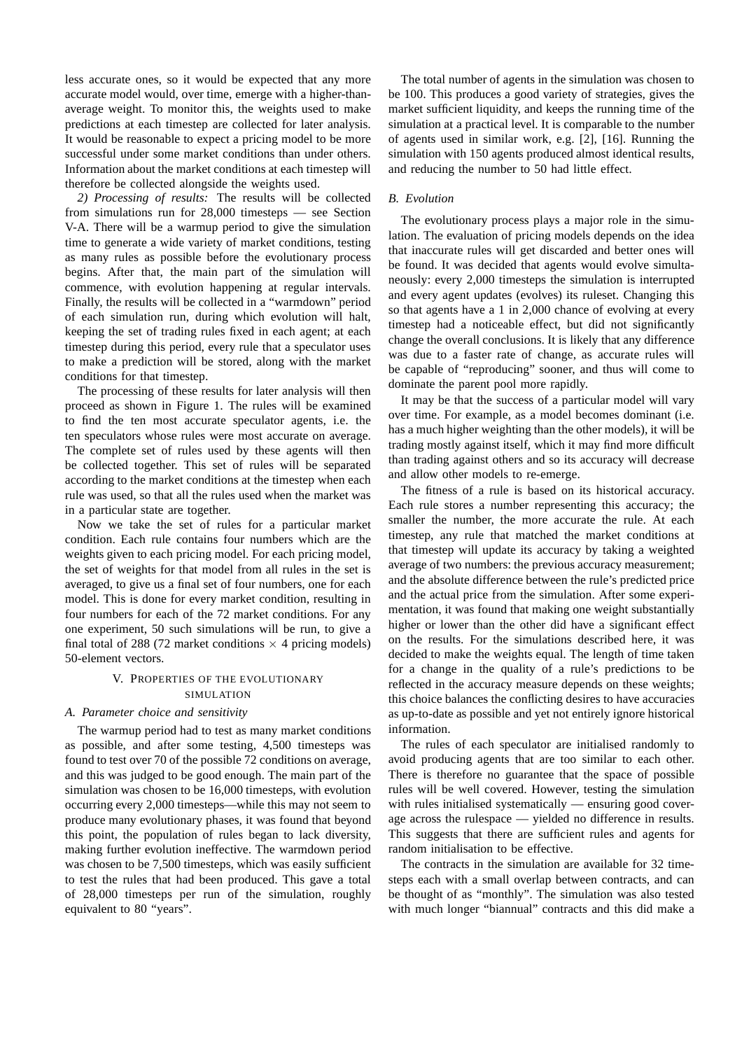less accurate ones, so it would be expected that any more accurate model would, over time, emerge with a higher-than-average weight. To monitor this, the weights used to make predictions at each timestep are collected for later analysis. It would be reasonable to expect a pricing model to be more successful under some market conditions than under others. Information about the market conditions at each timestep will therefore be collected alongside the weights used.

*2) Processing of results:* The results will be collected from simulations run for 28,000 timesteps — see Section V-A. There will be a warmup period to give the simulation time to generate a wide variety of market conditions, testing as many rules as possible before the evolutionary process begins. After that, the main part of the simulation will commence, with evolution happening at regular intervals. Finally, the results will be collected in a "warmdown" period of each simulation run, during which evolution will halt, keeping the set of trading rules fixed in each agent; at each timestep during this period, every rule that a speculator uses to make a prediction will be stored, along with the market conditions for that timestep.

The processing of these results for later analysis will then proceed as shown in Figure 1. The rules will be examined to find the ten most accurate speculator agents, i.e. the ten speculators whose rules were most accurate on average. The complete set of rules used by these agents will then be collected together. This set of rules will be separated according to the market conditions at the timestep when each rule was used, so that all the rules used when the market was in a particular state are together.

Now we take the set of rules for a particular market condition. Each rule contains four numbers which are the weights given to each pricing model. For each pricing model, the set of weights for that model from all rules in the set is averaged, to give us a final set of four numbers, one for each model. This is done for every market condition, resulting in four numbers for each of the 72 market conditions. For any one experiment, 50 such simulations will be run, to give a final total of 288 (72 market conditions $\times$ 4 pricing models) 50-element vectors.

## V. Properties of the Evolutionary Simulation

### A. Parameter choice and sensitivity

The warmup period had to test as many market conditions as possible, and after some testing, 4,500 timesteps was found to test over 70 of the possible 72 conditions on average, and this was judged to be good enough. The main part of the simulation was chosen to be 16,000 timesteps, with evolution occurring every 2,000 timesteps—while this may not seem to produce many evolutionary phases, it was found that beyond this point, the population of rules began to lack diversity, making further evolution ineffective. The warmdown period was chosen to be 7,500 timesteps, which was easily sufficient to test the rules that had been produced. This gave a total of 28,000 timesteps per run of the simulation, roughly equivalent to 80 "years".

The total number of agents in the simulation was chosen to be 100. This produces a good variety of strategies, gives the market sufficient liquidity, and keeps the running time of the simulation at a practical level. It is comparable to the number of agents used in similar work, e.g. [2], [16]. Running the simulation with 150 agents produced almost identical results, and reducing the number to 50 had little effect.

### B. Evolution

The evolutionary process plays a major role in the simulation. The evaluation of pricing models depends on the idea that inaccurate rules will get discarded and better ones will be found. It was decided that agents would evolve simultaneously: every 2,000 timesteps the simulation is interrupted and every agent updates (evolves) its ruleset. Changing this so that agents have a 1 in 2,000 chance of evolving at every timestep had a noticeable effect, but did not significantly change the overall conclusions. It is likely that any difference was due to a faster rate of change, as accurate rules will be capable of "reproducing" sooner, and thus will come to dominate the parent pool more rapidly.

It may be that the success of a particular model will vary over time. For example, as a model becomes dominant (i.e. has a much higher weighting than the other models), it will be trading mostly against itself, which it may find more difficult than trading against others and so its accuracy will decrease and allow other models to re-emerge.

The fitness of a rule is based on its historical accuracy. Each rule stores a number representing this accuracy; the smaller the number, the more accurate the rule. At each timestep, any rule that matched the market conditions at that timestep will update its accuracy by taking a weighted average of two numbers: the previous accuracy measurement; and the absolute difference between the rule's predicted price and the actual price from the simulation. After some experimentation, it was found that making one weight substantially higher or lower than the other did have a significant effect on the results. For the simulations described here, it was decided to make the weights equal. The length of time taken for a change in the quality of a rule's predictions to be reflected in the accuracy measure depends on these weights; this choice balances the conflicting desires to have accuracies as up-to-date as possible and yet not entirely ignore historical information.

The rules of each speculator are initialised randomly to avoid producing agents that are too similar to each other. There is therefore no guarantee that the space of possible rules will be well covered. However, testing the simulation with rules initialised systematically — ensuring good coverage across the rulespace — yielded no difference in results. This suggests that there are sufficient rules and agents for random initialisation to be effective.

The contracts in the simulation are available for 32 timesteps each with a small overlap between contracts, and can be thought of as "monthly". The simulation was also tested with much longer "biannual" contracts and this did make a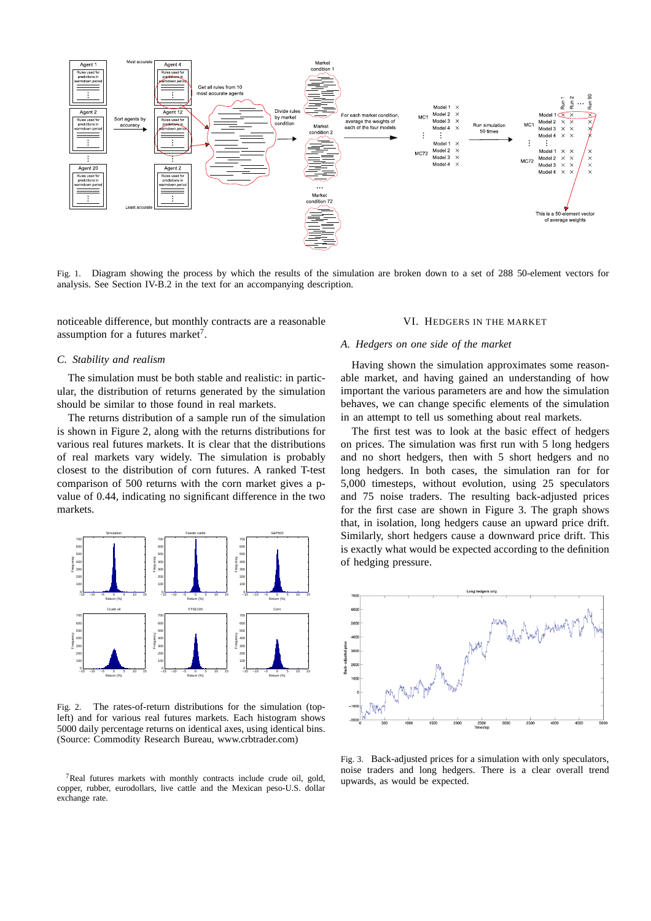Fig. 1. Diagram showing the process by which the results of the simulation are broken down to a set of 288 50-element vectors for analysis. See Section IV-B.2 in the text for an accompanying description.

noticeable difference, but monthly contracts are a reasonable assumption for a futures market[7].

### C. Stability and realism

The simulation must be both stable and realistic: in particular, the distribution of returns generated by the simulation should be similar to those found in real markets.

The returns distribution of a sample run of the simulation is shown in Figure 2, along with the returns distributions for various real futures markets. It is clear that the distributions of real markets vary widely. The simulation is probably closest to the distribution of corn futures. A ranked T-test comparison of 500 returns with the corn market gives a p-value of 0.44, indicating no significant difference in the two markets.

Fig. 2. The rates-of-return distributions for the simulation (top-left) and for various real futures markets. Each histogram shows 5000 daily percentage returns on identical axes, using identical bins. (Source: Commodity Research Bureau, www.crbtrader.com)

[7]Real futures markets with monthly contracts include crude oil, gold, copper, rubber, eurodollars, live cattle and the Mexican peso-U.S. dollar exchange rate.

## VI. Hedgers in the market

### A. Hedgers on one side of the market

Having shown the simulation approximates some reasonable market, and having gained an understanding of how important the various parameters are and how the simulation behaves, we can change specific elements of the simulation in an attempt to tell us something about real markets.

The first test was to look at the basic effect of hedgers on prices. The simulation was first run with 5 long hedgers and no short hedgers, then with 5 short hedgers and no long hedgers. In both cases, the simulation ran for for 5,000 timesteps, without evolution, using 25 speculators and 75 noise traders. The resulting back-adjusted prices for the first case are shown in Figure 3. The graph shows that, in isolation, long hedgers cause an upward price drift. Similarly, short hedgers cause a downward price drift. This is exactly what would be expected according to the definition of hedging pressure.

Fig. 3. Back-adjusted prices for a simulation with only speculators, noise traders and long hedgers. There is a clear overall trend upwards, as would be expected.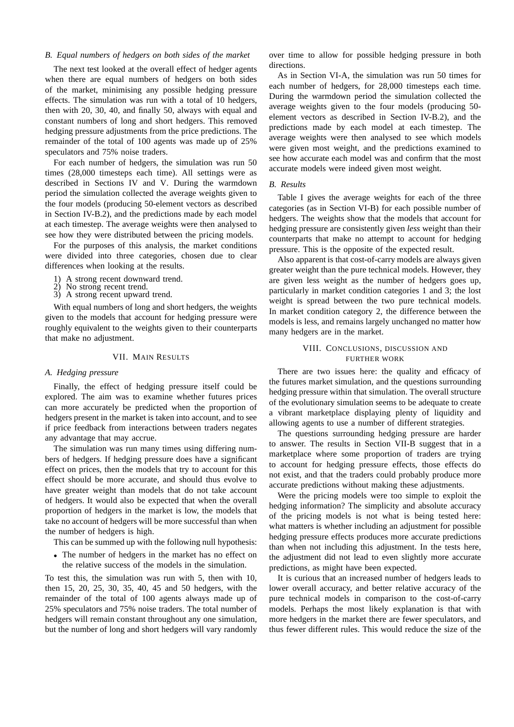### B. Equal numbers of hedgers on both sides of the market

The next test looked at the overall effect of hedger agents when there are equal numbers of hedgers on both sides of the market, minimising any possible hedging pressure effects. The simulation was run with a total of 10 hedgers, then with 20, 30, 40, and finally 50, always with equal and constant numbers of long and short hedgers. This removed hedging pressure adjustments from the price predictions. The remainder of the total of 100 agents was made up of 25% speculators and 75% noise traders.

For each number of hedgers, the simulation was run 50 times (28,000 timesteps each time). All settings were as described in Sections IV and V. During the warmdown period the simulation collected the average weights given to the four models (producing 50-element vectors as described in Section IV-B.2), and the predictions made by each model at each timestep. The average weights were then analysed to see how they were distributed between the pricing models.

For the purposes of this analysis, the market conditions were divided into three categories, chosen due to clear differences when looking at the results.

1) A strong recent downward trend.
2) No strong recent trend.
3) A strong recent upward trend.

With equal numbers of long and short hedgers, the weights given to the models that account for hedging pressure were roughly equivalent to the weights given to their counterparts that make no adjustment.

## VII. Main Results

### A. Hedging pressure

Finally, the effect of hedging pressure itself could be explored. The aim was to examine whether futures prices can more accurately be predicted when the proportion of hedgers present in the market is taken into account, and to see if price feedback from interactions between traders negates any advantage that may accrue.

The simulation was run many times using differing numbers of hedgers. If hedging pressure does have a significant effect on prices, then the models that try to account for this effect should be more accurate, and should thus evolve to have greater weight than models that do not take account of hedgers. It would also be expected that when the overall proportion of hedgers in the market is low, the models that take no account of hedgers will be more successful than when the number of hedgers is high.

This can be summed up with the following null hypothesis:

- The number of hedgers in the market has no effect on the relative success of the models in the simulation.

To test this, the simulation was run with 5, then with 10, then 15, 20, 25, 30, 35, 40, 45 and 50 hedgers, with the remainder of the total of 100 agents always made up of 25% speculators and 75% noise traders. The total number of hedgers will remain constant throughout any one simulation, but the number of long and short hedgers will vary randomly over time to allow for possible hedging pressure in both directions.

As in Section VI-A, the simulation was run 50 times for each number of hedgers, for 28,000 timesteps each time. During the warmdown period the simulation collected the average weights given to the four models (producing 50-element vectors as described in Section IV-B.2), and the predictions made by each model at each timestep. The average weights were then analysed to see which models were given most weight, and the predictions examined to see how accurate each model was and confirm that the most accurate models were indeed given most weight.

### B. Results

Table I gives the average weights for each of the three categories (as in Section VI-B) for each possible number of hedgers. The weights show that the models that account for hedging pressure are consistently given *less* weight than their counterparts that make no attempt to account for hedging pressure. This is the opposite of the expected result.

Also apparent is that cost-of-carry models are always given greater weight than the pure technical models. However, they are given less weight as the number of hedgers goes up, particularly in market condition categories 1 and 3; the lost weight is spread between the two pure technical models. In market condition category 2, the difference between the models is less, and remains largely unchanged no matter how many hedgers are in the market.

## VIII. Conclusions, discussion and further work

There are two issues here: the quality and efficacy of the futures market simulation, and the questions surrounding hedging pressure within that simulation. The overall structure of the evolutionary simulation seems to be adequate to create a vibrant marketplace displaying plenty of liquidity and allowing agents to use a number of different strategies.

The questions surrounding hedging pressure are harder to answer. The results in Section VII-B suggest that in a marketplace where some proportion of traders are trying to account for hedging pressure effects, those effects do not exist, and that the traders could probably produce more accurate predictions without making these adjustments.

Were the pricing models were too simple to exploit the hedging information? The simplicity and absolute accuracy of the pricing models is not what is being tested here: what matters is whether including an adjustment for possible hedging pressure effects produces more accurate predictions than when not including this adjustment. In the tests here, the adjustment did not lead to even slightly more accurate predictions, as might have been expected.

It is curious that an increased number of hedgers leads to lower overall accuracy, and better relative accuracy of the pure technical models in comparison to the cost-of-carry models. Perhaps the most likely explanation is that with more hedgers in the market there are fewer speculators, and thus fewer different rules. This would reduce the size of the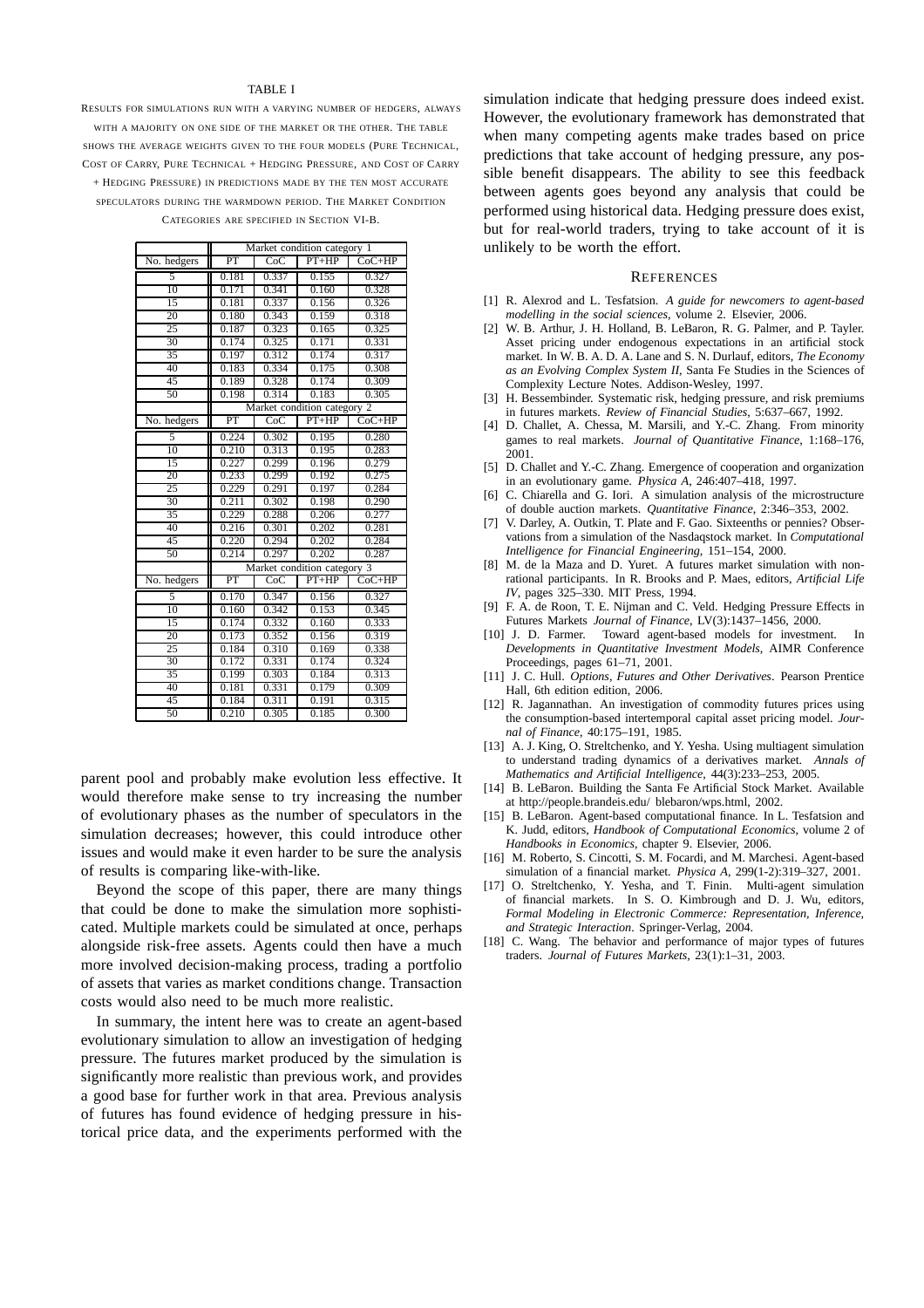TABLE I

RESULTS FOR SIMULATIONS RUN WITH A VARYING NUMBER OF HEDGERS, ALWAYS WITH A MAJORITY ON ONE SIDE OF THE MARKET OR THE OTHER. THE TABLE SHOWS THE AVERAGE WEIGHTS GIVEN TO THE FOUR MODELS (PURE TECHNICAL, COST OF CARRY, PURE TECHNICAL + HEDGING PRESSURE, AND COST OF CARRY + HEDGING PRESSURE) IN PREDICTIONS MADE BY THE TEN MOST ACCURATE SPECULATORS DURING THE WARMDOWN PERIOD. THE MARKET CONDITION CATEGORIES ARE SPECIFIED IN SECTION VI-B.

| | Market condition category 1 | | | |
|---|---|---|---|---|
| No. hedgers | PT | CoC | PT+HP | CoC+HP |
| 5 | 0.181 | 0.337 | 0.155 | 0.327 |
| 10 | 0.171 | 0.341 | 0.160 | 0.328 |
| 15 | 0.181 | 0.337 | 0.156 | 0.326 |
| 20 | 0.180 | 0.343 | 0.159 | 0.318 |
| 25 | 0.187 | 0.323 | 0.165 | 0.325 |
| 30 | 0.174 | 0.325 | 0.171 | 0.331 |
| 35 | 0.197 | 0.312 | 0.174 | 0.317 |
| 40 | 0.183 | 0.334 | 0.175 | 0.308 |
| 45 | 0.189 | 0.328 | 0.174 | 0.309 |
| 50 | 0.198 | 0.314 | 0.183 | 0.305 |
| | Market condition category 2 | | | |
| No. hedgers | PT | CoC | PT+HP | CoC+HP |
| 5 | 0.224 | 0.302 | 0.195 | 0.280 |
| 10 | 0.210 | 0.313 | 0.195 | 0.283 |
| 15 | 0.227 | 0.299 | 0.196 | 0.279 |
| 20 | 0.233 | 0.299 | 0.192 | 0.275 |
| 25 | 0.229 | 0.291 | 0.197 | 0.284 |
| 30 | 0.211 | 0.302 | 0.198 | 0.290 |
| 35 | 0.229 | 0.288 | 0.206 | 0.277 |
| 40 | 0.216 | 0.301 | 0.202 | 0.281 |
| 45 | 0.220 | 0.294 | 0.202 | 0.284 |
| 50 | 0.214 | 0.297 | 0.202 | 0.287 |
| | Market condition category 3 | | | |
| No. hedgers | PT | CoC | PT+HP | CoC+HP |
| 5 | 0.170 | 0.347 | 0.156 | 0.327 |
| 10 | 0.160 | 0.342 | 0.153 | 0.345 |
| 15 | 0.174 | 0.332 | 0.160 | 0.333 |
| 20 | 0.173 | 0.352 | 0.156 | 0.319 |
| 25 | 0.184 | 0.310 | 0.169 | 0.338 |
| 30 | 0.172 | 0.331 | 0.174 | 0.324 |
| 35 | 0.199 | 0.303 | 0.184 | 0.313 |
| 40 | 0.181 | 0.331 | 0.179 | 0.309 |
| 45 | 0.184 | 0.311 | 0.191 | 0.315 |
| 50 | 0.210 | 0.305 | 0.185 | 0.300 |

parent pool and probably make evolution less effective. It would therefore make sense to try increasing the number of evolutionary phases as the number of speculators in the simulation decreases; however, this could introduce other issues and would make it even harder to be sure the analysis of results is comparing like-with-like.

Beyond the scope of this paper, there are many things that could be done to make the simulation more sophisticated. Multiple markets could be simulated at once, perhaps alongside risk-free assets. Agents could then have a much more involved decision-making process, trading a portfolio of assets that varies as market conditions change. Transaction costs would also need to be much more realistic.

In summary, the intent here was to create an agent-based evolutionary simulation to allow an investigation of hedging pressure. The futures market produced by the simulation is significantly more realistic than previous work, and provides a good base for further work in that area. Previous analysis of futures has found evidence of hedging pressure in historical price data, and the experiments performed with the simulation indicate that hedging pressure does indeed exist. However, the evolutionary framework has demonstrated that when many competing agents make trades based on price predictions that take account of hedging pressure, any possible benefit disappears. The ability to see this feedback between agents goes beyond any analysis that could be performed using historical data. Hedging pressure does exist, but for real-world traders, trying to take account of it is unlikely to be worth the effort.

## REFERENCES

[1] R. Alexrod and L. Tesfatsion. *A guide for newcomers to agent-based modelling in the social sciences*, volume 2. Elsevier, 2006.

[2] W. B. Arthur, J. H. Holland, B. LeBaron, R. G. Palmer, and P. Tayler. Asset pricing under endogenous expectations in an artificial stock market. In W. B. A. D. A. Lane and S. N. Durlauf, editors, *The Economy as an Evolving Complex System II*, Santa Fe Studies in the Sciences of Complexity Lecture Notes. Addison-Wesley, 1997.

[3] H. Bessembinder. Systematic risk, hedging pressure, and risk premiums in futures markets. *Review of Financial Studies*, 5:637–667, 1992.

[4] D. Challet, A. Chessa, M. Marsili, and Y.-C. Zhang. From minority games to real markets. *Journal of Quantitative Finance*, 1:168–176, 2001.

[5] D. Challet and Y.-C. Zhang. Emergence of cooperation and organization in an evolutionary game. *Physica A*, 246:407–418, 1997.

[6] C. Chiarella and G. Iori. A simulation analysis of the microstructure of double auction markets. *Quantitative Finance*, 2:346–353, 2002.

[7] V. Darley, A. Outkin, T. Plate and F. Gao. Sixteenths or pennies? Observations from a simulation of the Nasdaqstock market. In *Computational Intelligence for Financial Engineering*, 151–154, 2000.

[8] M. de la Maza and D. Yuret. A futures market simulation with nonrational participants. In R. Brooks and P. Maes, editors, *Artificial Life IV*, pages 325–330. MIT Press, 1994.

[9] F. A. de Roon, T. E. Nijman and C. Veld. Hedging Pressure Effects in Futures Markets *Journal of Finance*, LV(3):1437–1456, 2000.

[10] J. D. Farmer. Toward agent-based models for investment. In *Developments in Quantitative Investment Models*, AIMR Conference Proceedings, pages 61–71, 2001.

[11] J. C. Hull. *Options, Futures and Other Derivatives*. Pearson Prentice Hall, 6th edition edition, 2006.

[12] R. Jagannathan. An investigation of commodity futures prices using the consumption-based intertemporal capital asset pricing model. *Journal of Finance*, 40:175–191, 1985.

[13] A. J. King, O. Streltchenko, and Y. Yesha. Using multiagent simulation to understand trading dynamics of a derivatives market. *Annals of Mathematics and Artificial Intelligence*, 44(3):233–253, 2005.

[14] B. LeBaron. Building the Santa Fe Artificial Stock Market. Available at http://people.brandeis.edu/ blebaron/wps.html, 2002.

[15] B. LeBaron. Agent-based computational finance. In L. Tesfatsion and K. Judd, editors, *Handbook of Computational Economics*, volume 2 of *Handbooks in Economics*, chapter 9. Elsevier, 2006.

[16] M. Roberto, S. Cincotti, S. M. Focardi, and M. Marchesi. Agent-based simulation of a financial market. *Physica A*, 299(1-2):319–327, 2001.

[17] O. Streltchenko, Y. Yesha, and T. Finin. Multi-agent simulation of financial markets. In S. O. Kimbrough and D. J. Wu, editors, *Formal Modeling in Electronic Commerce: Representation, Inference, and Strategic Interaction*. Springer-Verlag, 2004.

[18] C. Wang. The behavior and performance of major types of futures traders. *Journal of Futures Markets*, 23(1):1–31, 2003.